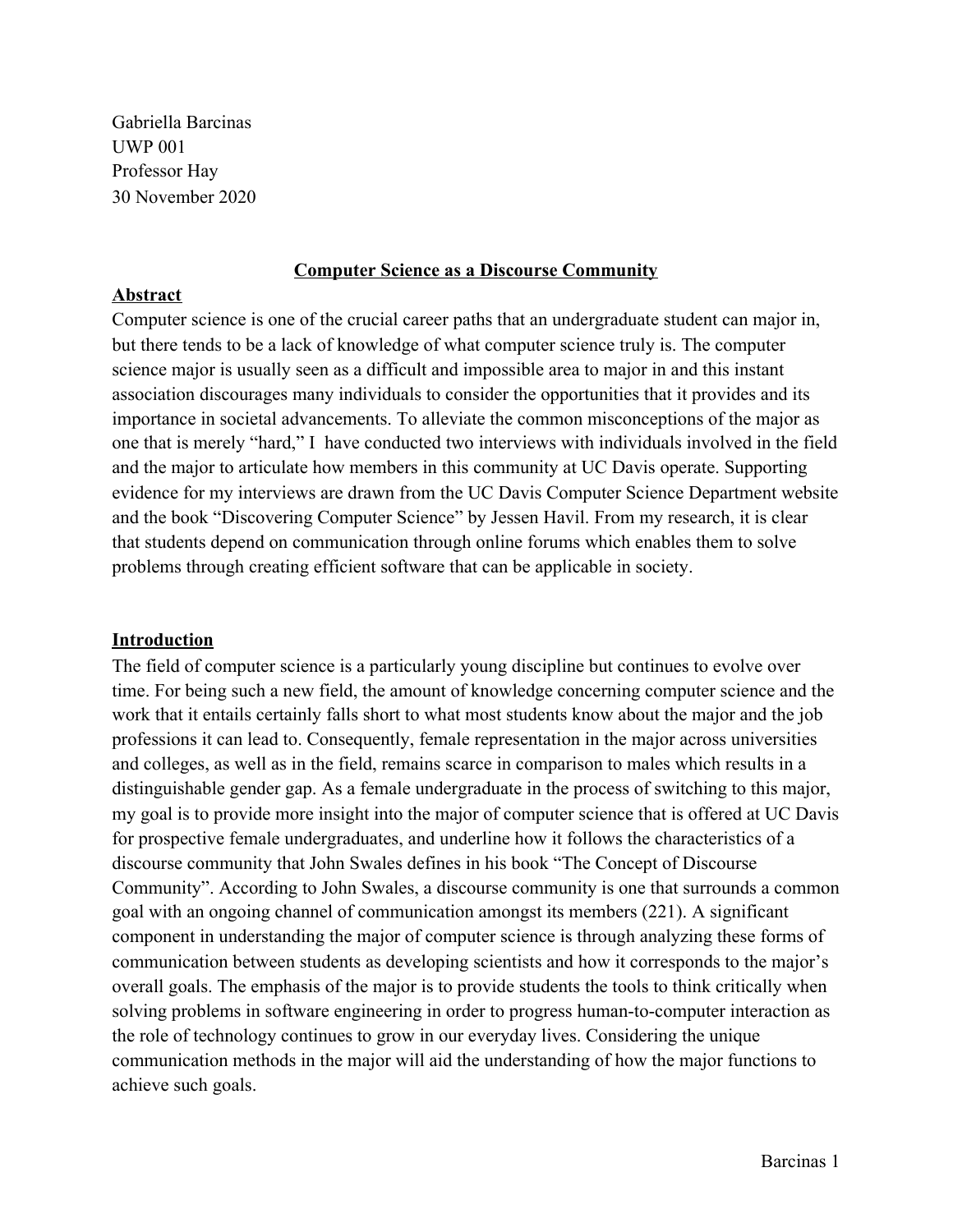Gabriella Barcinas
UWP 001
Professor Hay
30 November 2020

# Computer Science as a Discourse Community

## Abstract

Computer science is one of the crucial career paths that an undergraduate student can major in, but there tends to be a lack of knowledge of what computer science truly is. The computer science major is usually seen as a difficult and impossible area to major in and this instant association discourages many individuals to consider the opportunities that it provides and its importance in societal advancements. To alleviate the common misconceptions of the major as one that is merely "hard," I have conducted two interviews with individuals involved in the field and the major to articulate how members in this community at UC Davis operate. Supporting evidence for my interviews are drawn from the UC Davis Computer Science Department website and the book "Discovering Computer Science" by Jessen Havil. From my research, it is clear that students depend on communication through online forums which enables them to solve problems through creating efficient software that can be applicable in society.

## Introduction

The field of computer science is a particularly young discipline but continues to evolve over time. For being such a new field, the amount of knowledge concerning computer science and the work that it entails certainly falls short to what most students know about the major and the job professions it can lead to. Consequently, female representation in the major across universities and colleges, as well as in the field, remains scarce in comparison to males which results in a distinguishable gender gap. As a female undergraduate in the process of switching to this major, my goal is to provide more insight into the major of computer science that is offered at UC Davis for prospective female undergraduates, and underline how it follows the characteristics of a discourse community that John Swales defines in his book "The Concept of Discourse Community". According to John Swales, a discourse community is one that surrounds a common goal with an ongoing channel of communication amongst its members (221). A significant component in understanding the major of computer science is through analyzing these forms of communication between students as developing scientists and how it corresponds to the major's overall goals. The emphasis of the major is to provide students the tools to think critically when solving problems in software engineering in order to progress human-to-computer interaction as the role of technology continues to grow in our everyday lives. Considering the unique communication methods in the major will aid the understanding of how the major functions to achieve such goals.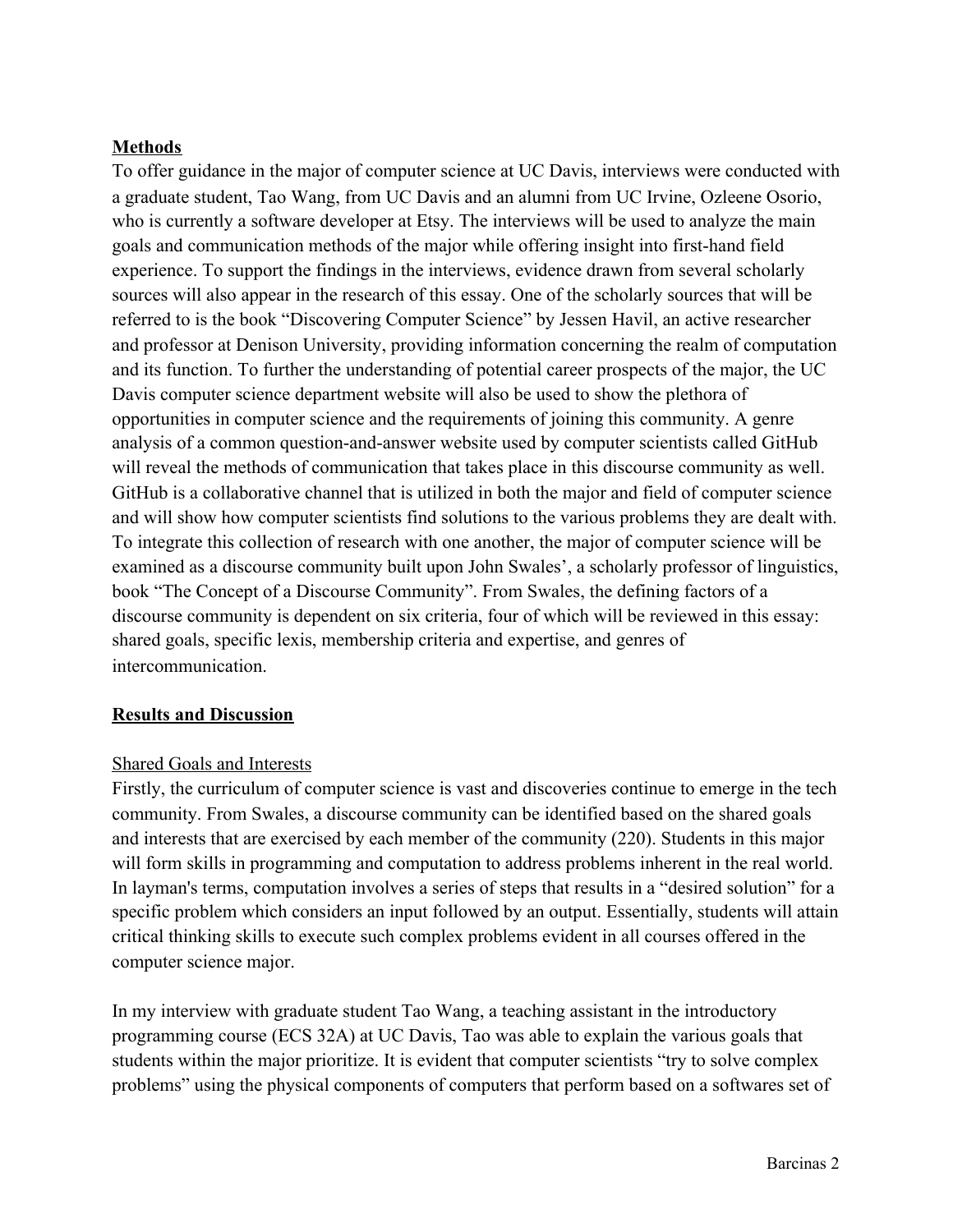## Methods

To offer guidance in the major of computer science at UC Davis, interviews were conducted with a graduate student, Tao Wang, from UC Davis and an alumni from UC Irvine, Ozleene Osorio, who is currently a software developer at Etsy. The interviews will be used to analyze the main goals and communication methods of the major while offering insight into first-hand field experience. To support the findings in the interviews, evidence drawn from several scholarly sources will also appear in the research of this essay. One of the scholarly sources that will be referred to is the book "Discovering Computer Science" by Jessen Havil, an active researcher and professor at Denison University, providing information concerning the realm of computation and its function. To further the understanding of potential career prospects of the major, the UC Davis computer science department website will also be used to show the plethora of opportunities in computer science and the requirements of joining this community. A genre analysis of a common question-and-answer website used by computer scientists called GitHub will reveal the methods of communication that takes place in this discourse community as well. GitHub is a collaborative channel that is utilized in both the major and field of computer science and will show how computer scientists find solutions to the various problems they are dealt with. To integrate this collection of research with one another, the major of computer science will be examined as a discourse community built upon John Swales', a scholarly professor of linguistics, book "The Concept of a Discourse Community". From Swales, the defining factors of a discourse community is dependent on six criteria, four of which will be reviewed in this essay: shared goals, specific lexis, membership criteria and expertise, and genres of intercommunication.

## Results and Discussion

### Shared Goals and Interests

Firstly, the curriculum of computer science is vast and discoveries continue to emerge in the tech community. From Swales, a discourse community can be identified based on the shared goals and interests that are exercised by each member of the community (220). Students in this major will form skills in programming and computation to address problems inherent in the real world. In layman's terms, computation involves a series of steps that results in a "desired solution" for a specific problem which considers an input followed by an output. Essentially, students will attain critical thinking skills to execute such complex problems evident in all courses offered in the computer science major.

In my interview with graduate student Tao Wang, a teaching assistant in the introductory programming course (ECS 32A) at UC Davis, Tao was able to explain the various goals that students within the major prioritize. It is evident that computer scientists "try to solve complex problems" using the physical components of computers that perform based on a softwares set of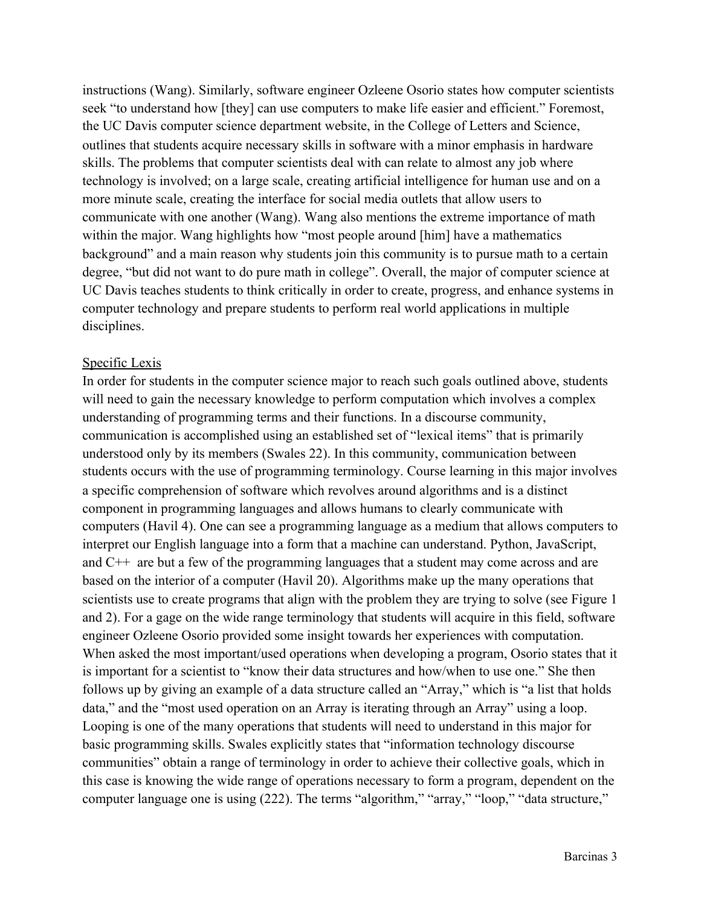instructions (Wang). Similarly, software engineer Ozleene Osorio states how computer scientists seek "to understand how [they] can use computers to make life easier and efficient." Foremost, the UC Davis computer science department website, in the College of Letters and Science, outlines that students acquire necessary skills in software with a minor emphasis in hardware skills. The problems that computer scientists deal with can relate to almost any job where technology is involved; on a large scale, creating artificial intelligence for human use and on a more minute scale, creating the interface for social media outlets that allow users to communicate with one another (Wang). Wang also mentions the extreme importance of math within the major. Wang highlights how "most people around [him] have a mathematics background" and a main reason why students join this community is to pursue math to a certain degree, "but did not want to do pure math in college". Overall, the major of computer science at UC Davis teaches students to think critically in order to create, progress, and enhance systems in computer technology and prepare students to perform real world applications in multiple disciplines.

<u>Specific Lexis</u>

In order for students in the computer science major to reach such goals outlined above, students will need to gain the necessary knowledge to perform computation which involves a complex understanding of programming terms and their functions. In a discourse community, communication is accomplished using an established set of "lexical items" that is primarily understood only by its members (Swales 22). In this community, communication between students occurs with the use of programming terminology. Course learning in this major involves a specific comprehension of software which revolves around algorithms and is a distinct component in programming languages and allows humans to clearly communicate with computers (Havil 4). One can see a programming language as a medium that allows computers to interpret our English language into a form that a machine can understand. Python, JavaScript, and C++ are but a few of the programming languages that a student may come across and are based on the interior of a computer (Havil 20). Algorithms make up the many operations that scientists use to create programs that align with the problem they are trying to solve (see Figure 1 and 2). For a gage on the wide range terminology that students will acquire in this field, software engineer Ozleene Osorio provided some insight towards her experiences with computation. When asked the most important/used operations when developing a program, Osorio states that it is important for a scientist to "know their data structures and how/when to use one." She then follows up by giving an example of a data structure called an "Array," which is "a list that holds data," and the "most used operation on an Array is iterating through an Array" using a loop. Looping is one of the many operations that students will need to understand in this major for basic programming skills. Swales explicitly states that "information technology discourse communities" obtain a range of terminology in order to achieve their collective goals, which in this case is knowing the wide range of operations necessary to form a program, dependent on the computer language one is using (222). The terms "algorithm," "array," "loop," "data structure,"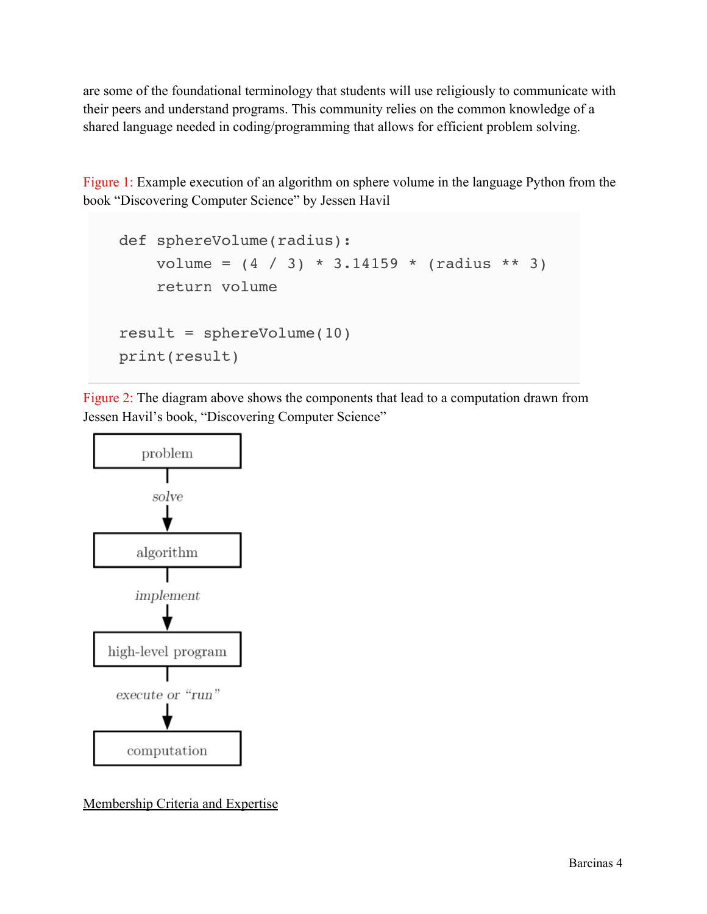are some of the foundational terminology that students will use religiously to communicate with their peers and understand programs. This community relies on the common knowledge of a shared language needed in coding/programming that allows for efficient problem solving.

Figure 1: Example execution of an algorithm on sphere volume in the language Python from the book "Discovering Computer Science" by Jessen Havil

```
def sphereVolume(radius):
    volume = (4 / 3) * 3.14159 * (radius ** 3)
    return volume

result = sphereVolume(10)
print(result)
```

Figure 2: The diagram above shows the components that lead to a computation drawn from Jessen Havil's book, "Discovering Computer Science"

problem → *solve* → algorithm → *implement* → high-level program → *execute or "run"* → computation

Membership Criteria and Expertise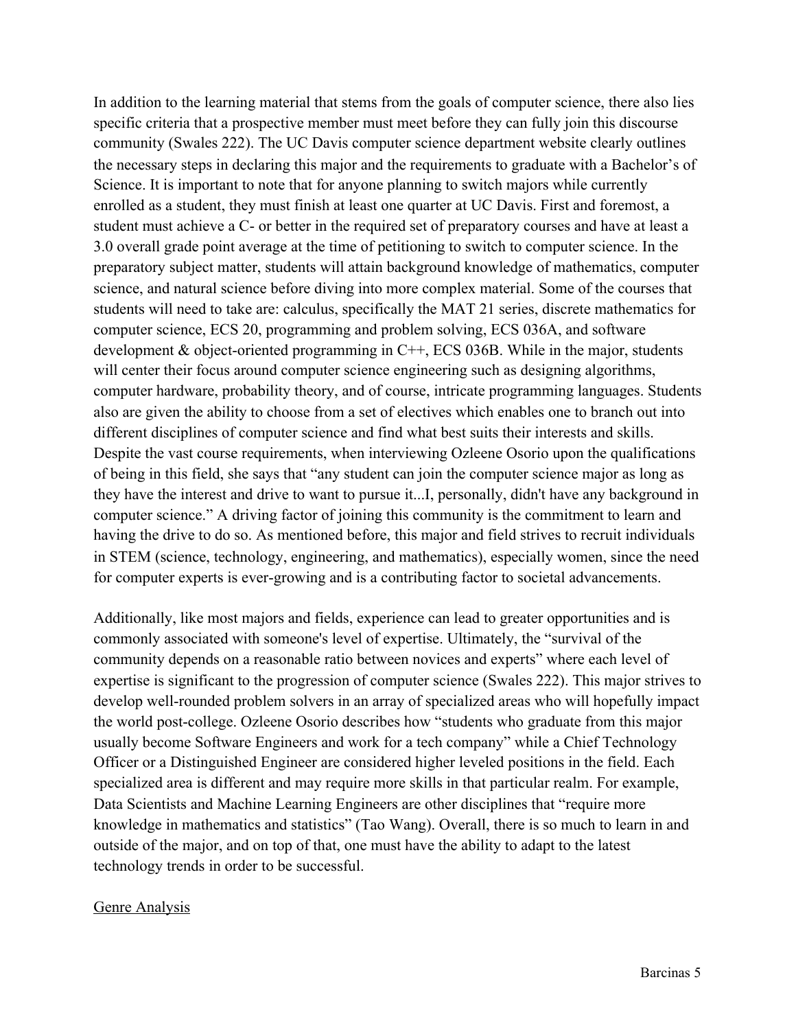In addition to the learning material that stems from the goals of computer science, there also lies specific criteria that a prospective member must meet before they can fully join this discourse community (Swales 222). The UC Davis computer science department website clearly outlines the necessary steps in declaring this major and the requirements to graduate with a Bachelor's of Science. It is important to note that for anyone planning to switch majors while currently enrolled as a student, they must finish at least one quarter at UC Davis. First and foremost, a student must achieve a C- or better in the required set of preparatory courses and have at least a 3.0 overall grade point average at the time of petitioning to switch to computer science. In the preparatory subject matter, students will attain background knowledge of mathematics, computer science, and natural science before diving into more complex material. Some of the courses that students will need to take are: calculus, specifically the MAT 21 series, discrete mathematics for computer science, ECS 20, programming and problem solving, ECS 036A, and software development & object-oriented programming in C++, ECS 036B. While in the major, students will center their focus around computer science engineering such as designing algorithms, computer hardware, probability theory, and of course, intricate programming languages. Students also are given the ability to choose from a set of electives which enables one to branch out into different disciplines of computer science and find what best suits their interests and skills. Despite the vast course requirements, when interviewing Ozleene Osorio upon the qualifications of being in this field, she says that "any student can join the computer science major as long as they have the interest and drive to want to pursue it...I, personally, didn't have any background in computer science." A driving factor of joining this community is the commitment to learn and having the drive to do so. As mentioned before, this major and field strives to recruit individuals in STEM (science, technology, engineering, and mathematics), especially women, since the need for computer experts is ever-growing and is a contributing factor to societal advancements.

Additionally, like most majors and fields, experience can lead to greater opportunities and is commonly associated with someone's level of expertise. Ultimately, the "survival of the community depends on a reasonable ratio between novices and experts" where each level of expertise is significant to the progression of computer science (Swales 222). This major strives to develop well-rounded problem solvers in an array of specialized areas who will hopefully impact the world post-college. Ozleene Osorio describes how "students who graduate from this major usually become Software Engineers and work for a tech company" while a Chief Technology Officer or a Distinguished Engineer are considered higher leveled positions in the field. Each specialized area is different and may require more skills in that particular realm. For example, Data Scientists and Machine Learning Engineers are other disciplines that "require more knowledge in mathematics and statistics" (Tao Wang). Overall, there is so much to learn in and outside of the major, and on top of that, one must have the ability to adapt to the latest technology trends in order to be successful.

## Genre Analysis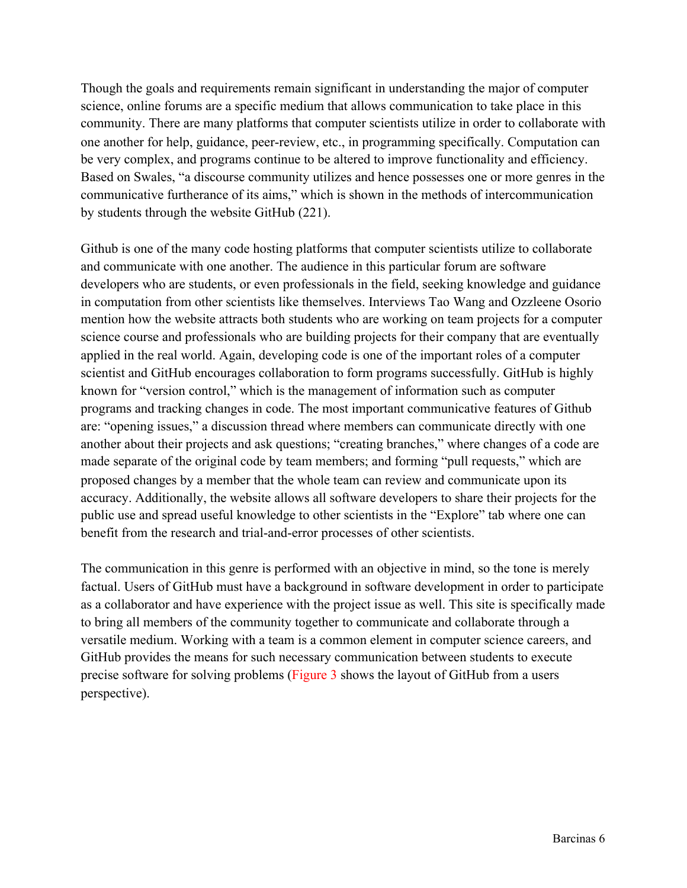Though the goals and requirements remain significant in understanding the major of computer science, online forums are a specific medium that allows communication to take place in this community. There are many platforms that computer scientists utilize in order to collaborate with one another for help, guidance, peer-review, etc., in programming specifically. Computation can be very complex, and programs continue to be altered to improve functionality and efficiency. Based on Swales, "a discourse community utilizes and hence possesses one or more genres in the communicative furtherance of its aims," which is shown in the methods of intercommunication by students through the website GitHub (221).

Github is one of the many code hosting platforms that computer scientists utilize to collaborate and communicate with one another. The audience in this particular forum are software developers who are students, or even professionals in the field, seeking knowledge and guidance in computation from other scientists like themselves. Interviews Tao Wang and Ozzleene Osorio mention how the website attracts both students who are working on team projects for a computer science course and professionals who are building projects for their company that are eventually applied in the real world. Again, developing code is one of the important roles of a computer scientist and GitHub encourages collaboration to form programs successfully. GitHub is highly known for "version control," which is the management of information such as computer programs and tracking changes in code. The most important communicative features of Github are: "opening issues," a discussion thread where members can communicate directly with one another about their projects and ask questions; "creating branches," where changes of a code are made separate of the original code by team members; and forming "pull requests," which are proposed changes by a member that the whole team can review and communicate upon its accuracy. Additionally, the website allows all software developers to share their projects for the public use and spread useful knowledge to other scientists in the "Explore" tab where one can benefit from the research and trial-and-error processes of other scientists.

The communication in this genre is performed with an objective in mind, so the tone is merely factual. Users of GitHub must have a background in software development in order to participate as a collaborator and have experience with the project issue as well. This site is specifically made to bring all members of the community together to communicate and collaborate through a versatile medium. Working with a team is a common element in computer science careers, and GitHub provides the means for such necessary communication between students to execute precise software for solving problems (Figure 3 shows the layout of GitHub from a users perspective).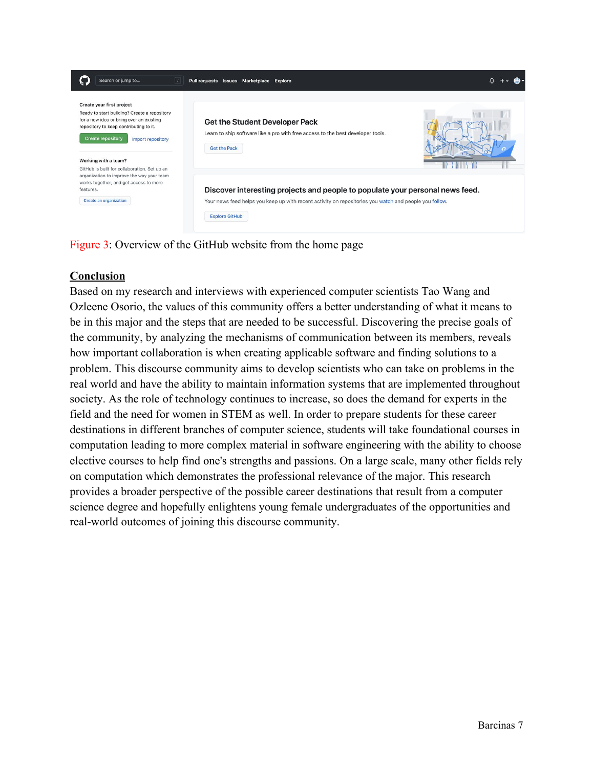Figure 3: Overview of the GitHub website from the home page

## Conclusion

Based on my research and interviews with experienced computer scientists Tao Wang and Ozleene Osorio, the values of this community offers a better understanding of what it means to be in this major and the steps that are needed to be successful. Discovering the precise goals of the community, by analyzing the mechanisms of communication between its members, reveals how important collaboration is when creating applicable software and finding solutions to a problem. This discourse community aims to develop scientists who can take on problems in the real world and have the ability to maintain information systems that are implemented throughout society. As the role of technology continues to increase, so does the demand for experts in the field and the need for women in STEM as well. In order to prepare students for these career destinations in different branches of computer science, students will take foundational courses in computation leading to more complex material in software engineering with the ability to choose elective courses to help find one's strengths and passions. On a large scale, many other fields rely on computation which demonstrates the professional relevance of the major. This research provides a broader perspective of the possible career destinations that result from a computer science degree and hopefully enlightens young female undergraduates of the opportunities and real-world outcomes of joining this discourse community.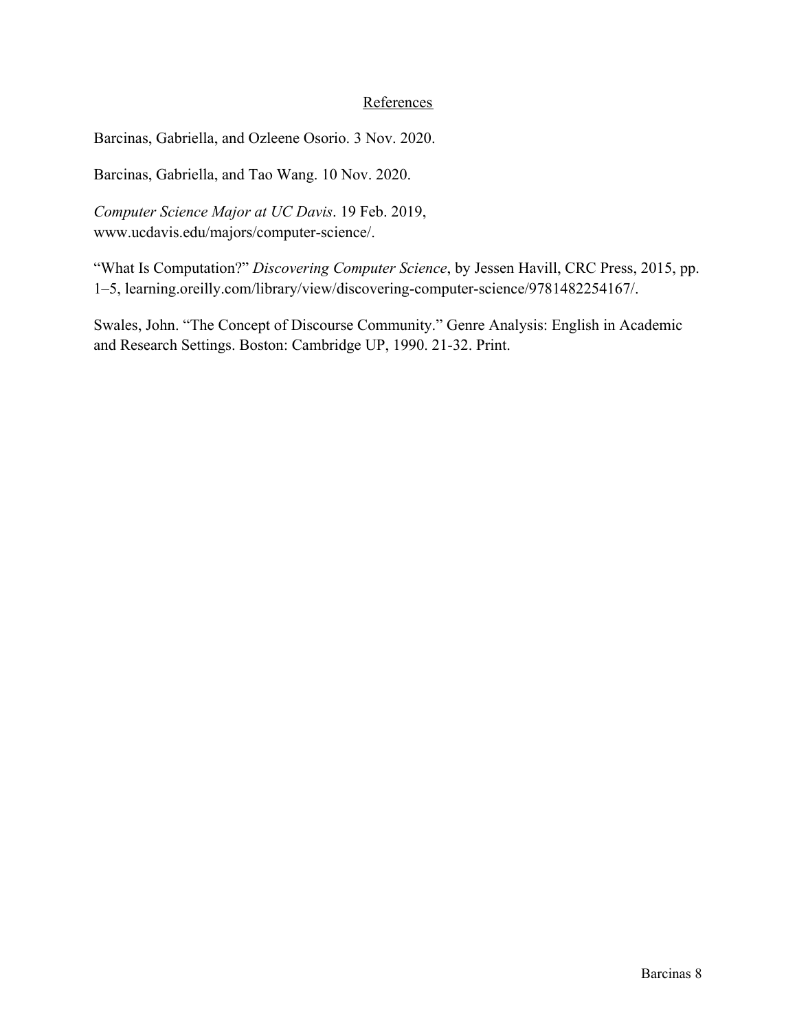## References

Barcinas, Gabriella, and Ozleene Osorio. 3 Nov. 2020.

Barcinas, Gabriella, and Tao Wang. 10 Nov. 2020.

*Computer Science Major at UC Davis*. 19 Feb. 2019, www.ucdavis.edu/majors/computer-science/.

"What Is Computation?" *Discovering Computer Science*, by Jessen Havill, CRC Press, 2015, pp. 1–5, learning.oreilly.com/library/view/discovering-computer-science/9781482254167/.

Swales, John. "The Concept of Discourse Community." Genre Analysis: English in Academic and Research Settings. Boston: Cambridge UP, 1990. 21-32. Print.